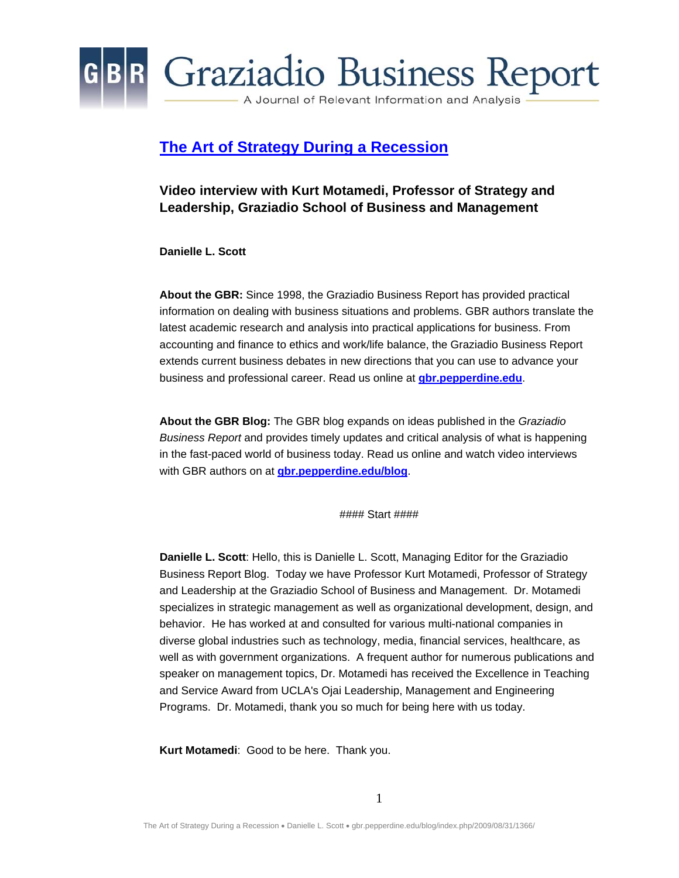# Graziadio Business Report

A Journal of Relevant Information and Analysis

## The Art of Strategy During a Recession

### Video interview with Kurt Motamedi, Professor of Strategy and Leadership, Graziadio School of Business and Management

**Danielle L. Scott**

**About the GBR:** Since 1998, the Graziadio Business Report has provided practical information on dealing with business situations and problems. GBR authors translate the latest academic research and analysis into practical applications for business. From accounting and finance to ethics and work/life balance, the Graziadio Business Report extends current business debates in new directions that you can use to advance your business and professional career. Read us online at **gbr.pepperdine.edu**.

**About the GBR Blog:** The GBR blog expands on ideas published in the *Graziadio Business Report* and provides timely updates and critical analysis of what is happening in the fast-paced world of business today. Read us online and watch video interviews with GBR authors on at **gbr.pepperdine.edu/blog**.

#### Start ####

**Danielle L. Scott**: Hello, this is Danielle L. Scott, Managing Editor for the Graziadio Business Report Blog. Today we have Professor Kurt Motamedi, Professor of Strategy and Leadership at the Graziadio School of Business and Management. Dr. Motamedi specializes in strategic management as well as organizational development, design, and behavior. He has worked at and consulted for various multi-national companies in diverse global industries such as technology, media, financial services, healthcare, as well as with government organizations. A frequent author for numerous publications and speaker on management topics, Dr. Motamedi has received the Excellence in Teaching and Service Award from UCLA's Ojai Leadership, Management and Engineering Programs. Dr. Motamedi, thank you so much for being here with us today.

**Kurt Motamedi**: Good to be here. Thank you.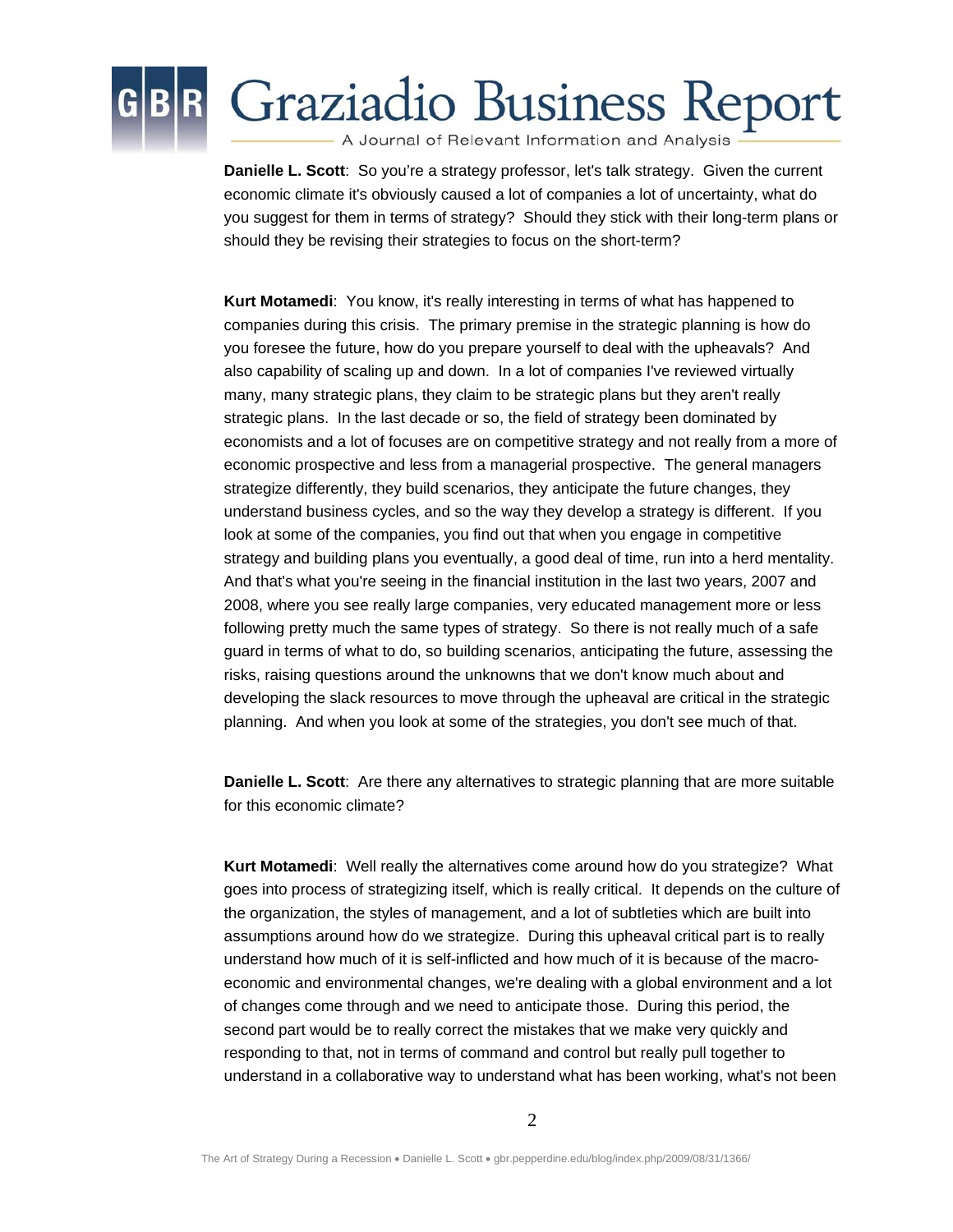**Danielle L. Scott**: So you're a strategy professor, let's talk strategy. Given the current economic climate it's obviously caused a lot of companies a lot of uncertainty, what do you suggest for them in terms of strategy? Should they stick with their long-term plans or should they be revising their strategies to focus on the short-term?

**Kurt Motamedi**: You know, it's really interesting in terms of what has happened to companies during this crisis. The primary premise in the strategic planning is how do you foresee the future, how do you prepare yourself to deal with the upheavals? And also capability of scaling up and down. In a lot of companies I've reviewed virtually many, many strategic plans, they claim to be strategic plans but they aren't really strategic plans. In the last decade or so, the field of strategy been dominated by economists and a lot of focuses are on competitive strategy and not really from a more of economic prospective and less from a managerial prospective. The general managers strategize differently, they build scenarios, they anticipate the future changes, they understand business cycles, and so the way they develop a strategy is different. If you look at some of the companies, you find out that when you engage in competitive strategy and building plans you eventually, a good deal of time, run into a herd mentality. And that's what you're seeing in the financial institution in the last two years, 2007 and 2008, where you see really large companies, very educated management more or less following pretty much the same types of strategy. So there is not really much of a safe guard in terms of what to do, so building scenarios, anticipating the future, assessing the risks, raising questions around the unknowns that we don't know much about and developing the slack resources to move through the upheaval are critical in the strategic planning. And when you look at some of the strategies, you don't see much of that.

**Danielle L. Scott**: Are there any alternatives to strategic planning that are more suitable for this economic climate?

**Kurt Motamedi**: Well really the alternatives come around how do you strategize? What goes into process of strategizing itself, which is really critical. It depends on the culture of the organization, the styles of management, and a lot of subtleties which are built into assumptions around how do we strategize. During this upheaval critical part is to really understand how much of it is self-inflicted and how much of it is because of the macro-economic and environmental changes, we're dealing with a global environment and a lot of changes come through and we need to anticipate those. During this period, the second part would be to really correct the mistakes that we make very quickly and responding to that, not in terms of command and control but really pull together to understand in a collaborative way to understand what has been working, what's not been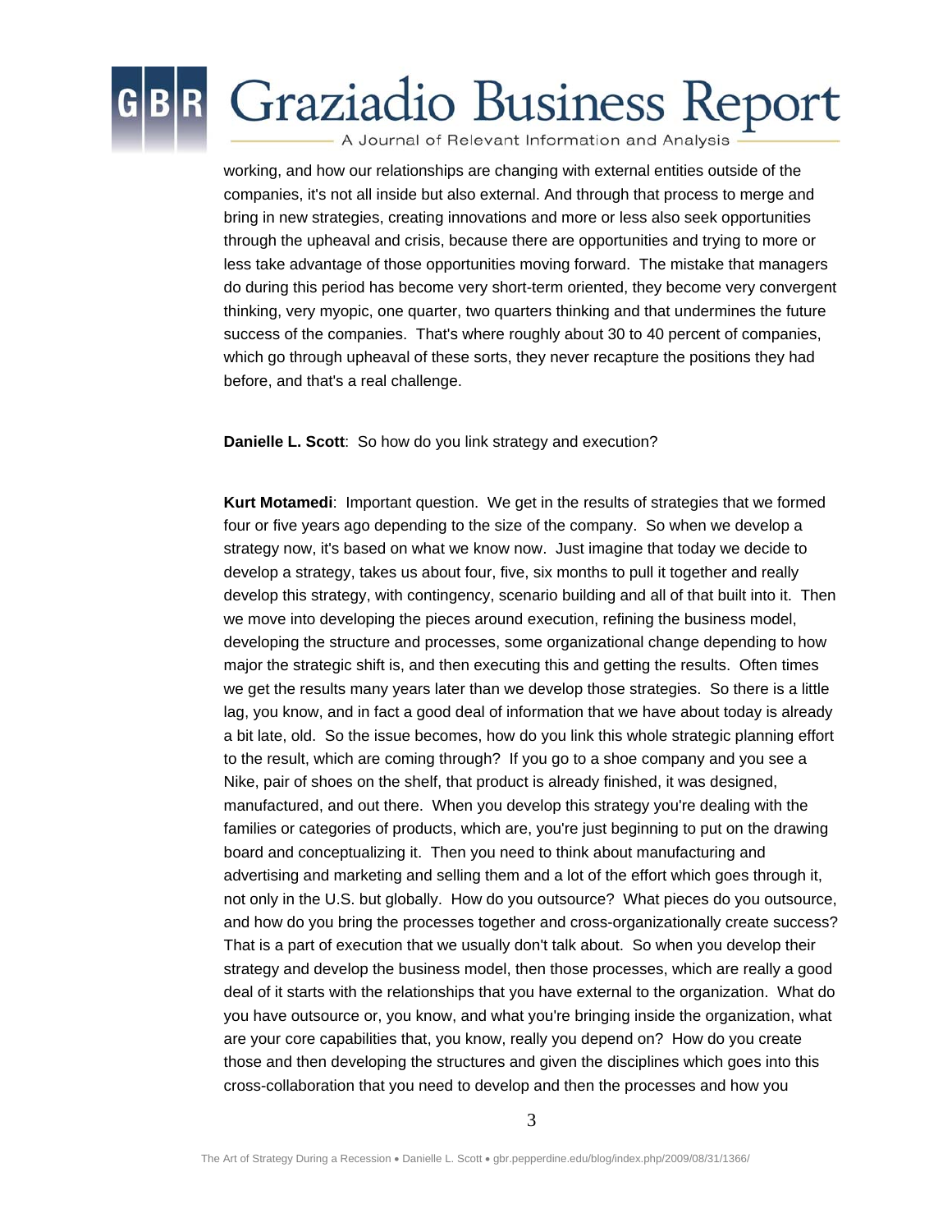working, and how our relationships are changing with external entities outside of the companies, it's not all inside but also external. And through that process to merge and bring in new strategies, creating innovations and more or less also seek opportunities through the upheaval and crisis, because there are opportunities and trying to more or less take advantage of those opportunities moving forward. The mistake that managers do during this period has become very short-term oriented, they become very convergent thinking, very myopic, one quarter, two quarters thinking and that undermines the future success of the companies. That's where roughly about 30 to 40 percent of companies, which go through upheaval of these sorts, they never recapture the positions they had before, and that's a real challenge.

**Danielle L. Scott**: So how do you link strategy and execution?

**Kurt Motamedi**: Important question. We get in the results of strategies that we formed four or five years ago depending to the size of the company. So when we develop a strategy now, it's based on what we know now. Just imagine that today we decide to develop a strategy, takes us about four, five, six months to pull it together and really develop this strategy, with contingency, scenario building and all of that built into it. Then we move into developing the pieces around execution, refining the business model, developing the structure and processes, some organizational change depending to how major the strategic shift is, and then executing this and getting the results. Often times we get the results many years later than we develop those strategies. So there is a little lag, you know, and in fact a good deal of information that we have about today is already a bit late, old. So the issue becomes, how do you link this whole strategic planning effort to the result, which are coming through? If you go to a shoe company and you see a Nike, pair of shoes on the shelf, that product is already finished, it was designed, manufactured, and out there. When you develop this strategy you're dealing with the families or categories of products, which are, you're just beginning to put on the drawing board and conceptualizing it. Then you need to think about manufacturing and advertising and marketing and selling them and a lot of the effort which goes through it, not only in the U.S. but globally. How do you outsource? What pieces do you outsource, and how do you bring the processes together and cross-organizationally create success? That is a part of execution that we usually don't talk about. So when you develop their strategy and develop the business model, then those processes, which are really a good deal of it starts with the relationships that you have external to the organization. What do you have outsource or, you know, and what you're bringing inside the organization, what are your core capabilities that, you know, really you depend on? How do you create those and then developing the structures and given the disciplines which goes into this cross-collaboration that you need to develop and then the processes and how you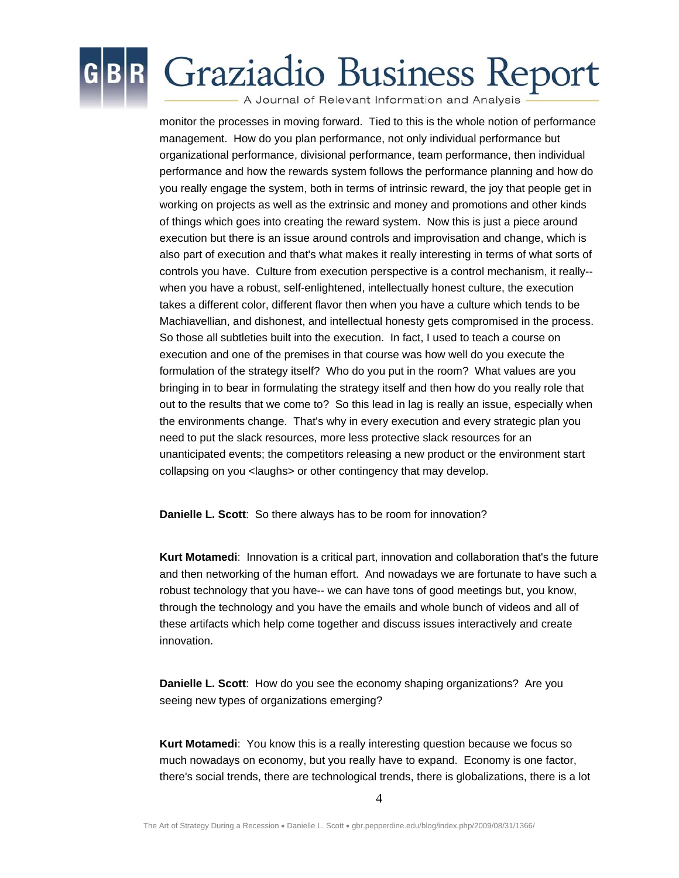monitor the processes in moving forward. Tied to this is the whole notion of performance management. How do you plan performance, not only individual performance but organizational performance, divisional performance, team performance, then individual performance and how the rewards system follows the performance planning and how do you really engage the system, both in terms of intrinsic reward, the joy that people get in working on projects as well as the extrinsic and money and promotions and other kinds of things which goes into creating the reward system. Now this is just a piece around execution but there is an issue around controls and improvisation and change, which is also part of execution and that's what makes it really interesting in terms of what sorts of controls you have. Culture from execution perspective is a control mechanism, it really-- when you have a robust, self-enlightened, intellectually honest culture, the execution takes a different color, different flavor then when you have a culture which tends to be Machiavellian, and dishonest, and intellectual honesty gets compromised in the process. So those all subtleties built into the execution. In fact, I used to teach a course on execution and one of the premises in that course was how well do you execute the formulation of the strategy itself? Who do you put in the room? What values are you bringing in to bear in formulating the strategy itself and then how do you really role that out to the results that we come to? So this lead in lag is really an issue, especially when the environments change. That's why in every execution and every strategic plan you need to put the slack resources, more less protective slack resources for an unanticipated events; the competitors releasing a new product or the environment start collapsing on you <laughs> or other contingency that may develop.

**Danielle L. Scott**: So there always has to be room for innovation?

**Kurt Motamedi**: Innovation is a critical part, innovation and collaboration that's the future and then networking of the human effort. And nowadays we are fortunate to have such a robust technology that you have-- we can have tons of good meetings but, you know, through the technology and you have the emails and whole bunch of videos and all of these artifacts which help come together and discuss issues interactively and create innovation.

**Danielle L. Scott**: How do you see the economy shaping organizations? Are you seeing new types of organizations emerging?

**Kurt Motamedi**: You know this is a really interesting question because we focus so much nowadays on economy, but you really have to expand. Economy is one factor, there's social trends, there are technological trends, there is globalizations, there is a lot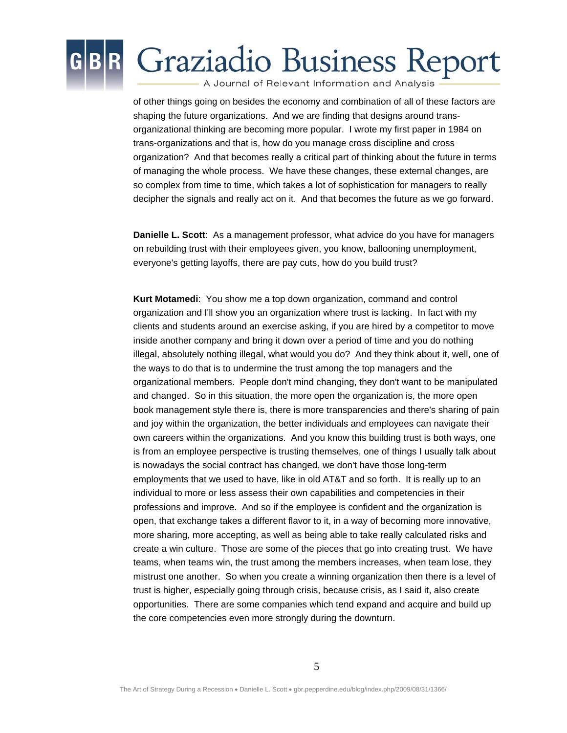of other things going on besides the economy and combination of all of these factors are shaping the future organizations. And we are finding that designs around trans-organizational thinking are becoming more popular. I wrote my first paper in 1984 on trans-organizations and that is, how do you manage cross discipline and cross organization? And that becomes really a critical part of thinking about the future in terms of managing the whole process. We have these changes, these external changes, are so complex from time to time, which takes a lot of sophistication for managers to really decipher the signals and really act on it. And that becomes the future as we go forward.

**Danielle L. Scott**: As a management professor, what advice do you have for managers on rebuilding trust with their employees given, you know, ballooning unemployment, everyone's getting layoffs, there are pay cuts, how do you build trust?

**Kurt Motamedi**: You show me a top down organization, command and control organization and I'll show you an organization where trust is lacking. In fact with my clients and students around an exercise asking, if you are hired by a competitor to move inside another company and bring it down over a period of time and you do nothing illegal, absolutely nothing illegal, what would you do? And they think about it, well, one of the ways to do that is to undermine the trust among the top managers and the organizational members. People don't mind changing, they don't want to be manipulated and changed. So in this situation, the more open the organization is, the more open book management style there is, there is more transparencies and there's sharing of pain and joy within the organization, the better individuals and employees can navigate their own careers within the organizations. And you know this building trust is both ways, one is from an employee perspective is trusting themselves, one of things I usually talk about is nowadays the social contract has changed, we don't have those long-term employments that we used to have, like in old AT&T and so forth. It is really up to an individual to more or less assess their own capabilities and competencies in their professions and improve. And so if the employee is confident and the organization is open, that exchange takes a different flavor to it, in a way of becoming more innovative, more sharing, more accepting, as well as being able to take really calculated risks and create a win culture. Those are some of the pieces that go into creating trust. We have teams, when teams win, the trust among the members increases, when team lose, they mistrust one another. So when you create a winning organization then there is a level of trust is higher, especially going through crisis, because crisis, as I said it, also create opportunities. There are some companies which tend expand and acquire and build up the core competencies even more strongly during the downturn.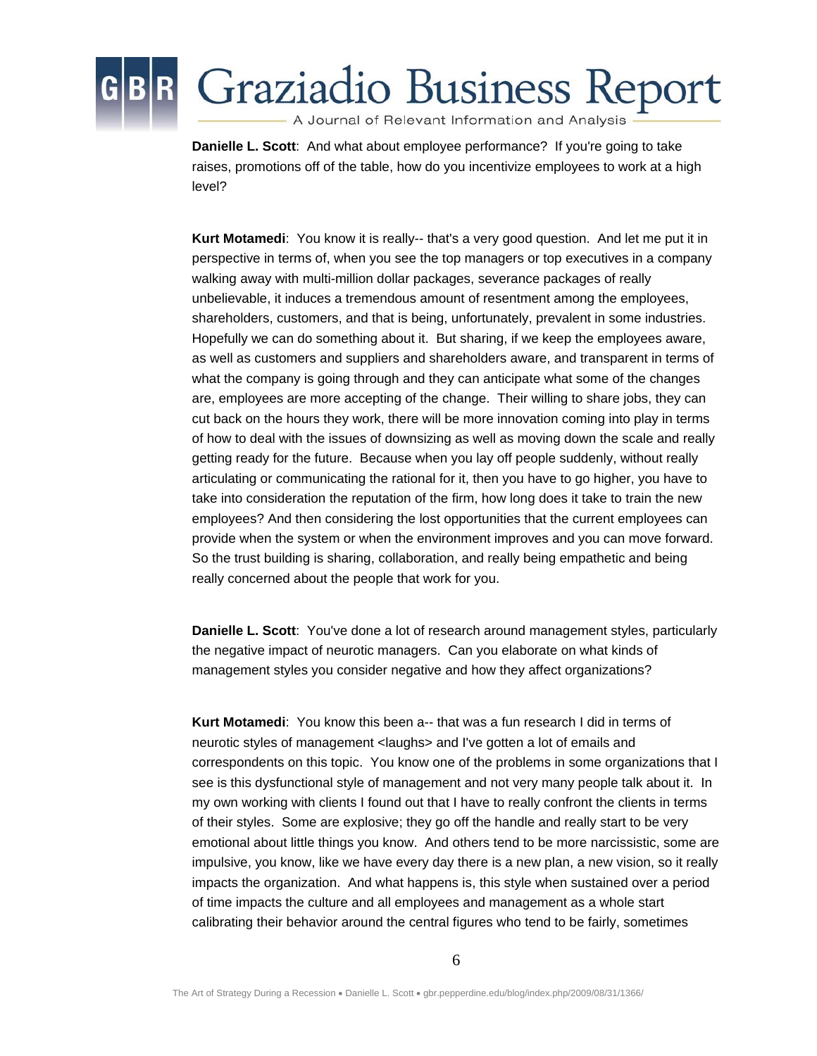**Danielle L. Scott**: And what about employee performance? If you're going to take raises, promotions off of the table, how do you incentivize employees to work at a high level?

**Kurt Motamedi**: You know it is really-- that's a very good question. And let me put it in perspective in terms of, when you see the top managers or top executives in a company walking away with multi-million dollar packages, severance packages of really unbelievable, it induces a tremendous amount of resentment among the employees, shareholders, customers, and that is being, unfortunately, prevalent in some industries. Hopefully we can do something about it. But sharing, if we keep the employees aware, as well as customers and suppliers and shareholders aware, and transparent in terms of what the company is going through and they can anticipate what some of the changes are, employees are more accepting of the change. Their willing to share jobs, they can cut back on the hours they work, there will be more innovation coming into play in terms of how to deal with the issues of downsizing as well as moving down the scale and really getting ready for the future. Because when you lay off people suddenly, without really articulating or communicating the rational for it, then you have to go higher, you have to take into consideration the reputation of the firm, how long does it take to train the new employees? And then considering the lost opportunities that the current employees can provide when the system or when the environment improves and you can move forward. So the trust building is sharing, collaboration, and really being empathetic and being really concerned about the people that work for you.

**Danielle L. Scott**: You've done a lot of research around management styles, particularly the negative impact of neurotic managers. Can you elaborate on what kinds of management styles you consider negative and how they affect organizations?

**Kurt Motamedi**: You know this been a-- that was a fun research I did in terms of neurotic styles of management <laughs> and I've gotten a lot of emails and correspondents on this topic. You know one of the problems in some organizations that I see is this dysfunctional style of management and not very many people talk about it. In my own working with clients I found out that I have to really confront the clients in terms of their styles. Some are explosive; they go off the handle and really start to be very emotional about little things you know. And others tend to be more narcissistic, some are impulsive, you know, like we have every day there is a new plan, a new vision, so it really impacts the organization. And what happens is, this style when sustained over a period of time impacts the culture and all employees and management as a whole start calibrating their behavior around the central figures who tend to be fairly, sometimes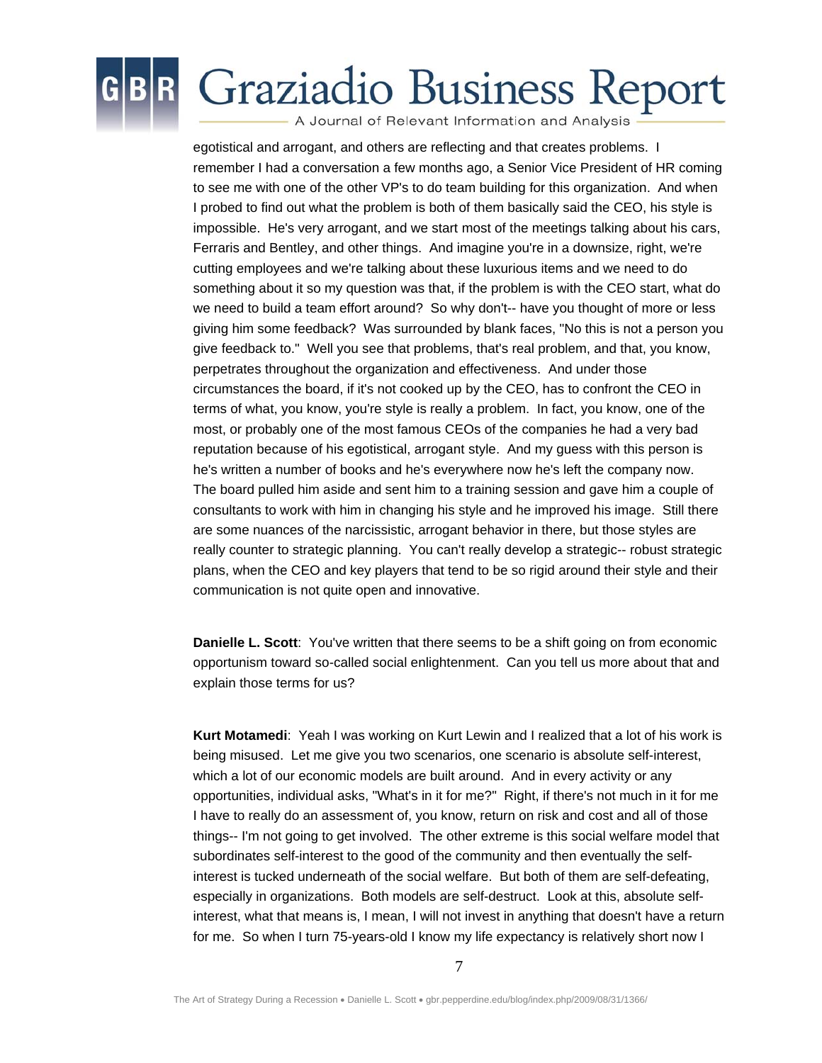egotistical and arrogant, and others are reflecting and that creates problems. I remember I had a conversation a few months ago, a Senior Vice President of HR coming to see me with one of the other VP's to do team building for this organization. And when I probed to find out what the problem is both of them basically said the CEO, his style is impossible. He's very arrogant, and we start most of the meetings talking about his cars, Ferraris and Bentley, and other things. And imagine you're in a downsize, right, we're cutting employees and we're talking about these luxurious items and we need to do something about it so my question was that, if the problem is with the CEO start, what do we need to build a team effort around? So why don't-- have you thought of more or less giving him some feedback? Was surrounded by blank faces, "No this is not a person you give feedback to." Well you see that problems, that's real problem, and that, you know, perpetrates throughout the organization and effectiveness. And under those circumstances the board, if it's not cooked up by the CEO, has to confront the CEO in terms of what, you know, you're style is really a problem. In fact, you know, one of the most, or probably one of the most famous CEOs of the companies he had a very bad reputation because of his egotistical, arrogant style. And my guess with this person is he's written a number of books and he's everywhere now he's left the company now. The board pulled him aside and sent him to a training session and gave him a couple of consultants to work with him in changing his style and he improved his image. Still there are some nuances of the narcissistic, arrogant behavior in there, but those styles are really counter to strategic planning. You can't really develop a strategic-- robust strategic plans, when the CEO and key players that tend to be so rigid around their style and their communication is not quite open and innovative.

**Danielle L. Scott**: You've written that there seems to be a shift going on from economic opportunism toward so-called social enlightenment. Can you tell us more about that and explain those terms for us?

**Kurt Motamedi**: Yeah I was working on Kurt Lewin and I realized that a lot of his work is being misused. Let me give you two scenarios, one scenario is absolute self-interest, which a lot of our economic models are built around. And in every activity or any opportunities, individual asks, "What's in it for me?" Right, if there's not much in it for me I have to really do an assessment of, you know, return on risk and cost and all of those things-- I'm not going to get involved. The other extreme is this social welfare model that subordinates self-interest to the good of the community and then eventually the self-interest is tucked underneath of the social welfare. But both of them are self-defeating, especially in organizations. Both models are self-destruct. Look at this, absolute self-interest, what that means is, I mean, I will not invest in anything that doesn't have a return for me. So when I turn 75-years-old I know my life expectancy is relatively short now I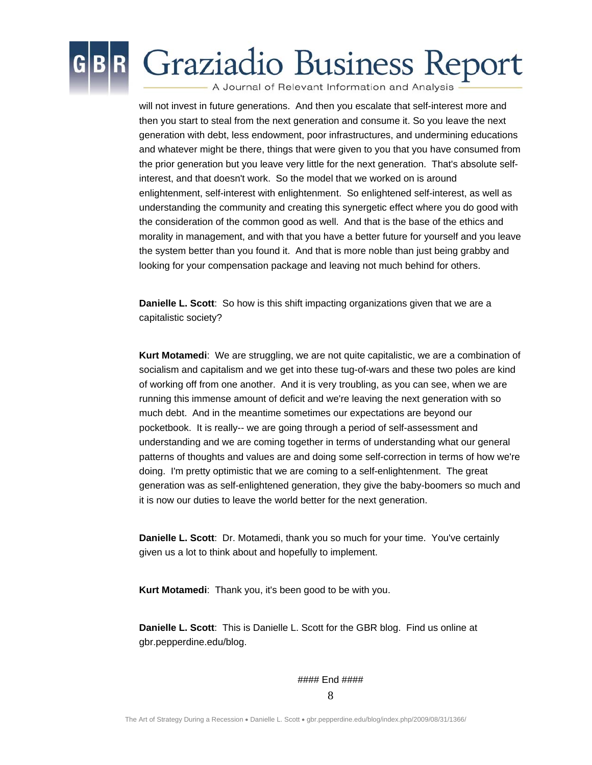will not invest in future generations. And then you escalate that self-interest more and then you start to steal from the next generation and consume it. So you leave the next generation with debt, less endowment, poor infrastructures, and undermining educations and whatever might be there, things that were given to you that you have consumed from the prior generation but you leave very little for the next generation. That's absolute self-interest, and that doesn't work. So the model that we worked on is around enlightenment, self-interest with enlightenment. So enlightened self-interest, as well as understanding the community and creating this synergetic effect where you do good with the consideration of the common good as well. And that is the base of the ethics and morality in management, and with that you have a better future for yourself and you leave the system better than you found it. And that is more noble than just being grabby and looking for your compensation package and leaving not much behind for others.

**Danielle L. Scott**: So how is this shift impacting organizations given that we are a capitalistic society?

**Kurt Motamedi**: We are struggling, we are not quite capitalistic, we are a combination of socialism and capitalism and we get into these tug-of-wars and these two poles are kind of working off from one another. And it is very troubling, as you can see, when we are running this immense amount of deficit and we're leaving the next generation with so much debt. And in the meantime sometimes our expectations are beyond our pocketbook. It is really-- we are going through a period of self-assessment and understanding and we are coming together in terms of understanding what our general patterns of thoughts and values are and doing some self-correction in terms of how we're doing. I'm pretty optimistic that we are coming to a self-enlightenment. The great generation was as self-enlightened generation, they give the baby-boomers so much and it is now our duties to leave the world better for the next generation.

**Danielle L. Scott**: Dr. Motamedi, thank you so much for your time. You've certainly given us a lot to think about and hopefully to implement.

**Kurt Motamedi**: Thank you, it's been good to be with you.

**Danielle L. Scott**: This is Danielle L. Scott for the GBR blog. Find us online at gbr.pepperdine.edu/blog.

#### End ####